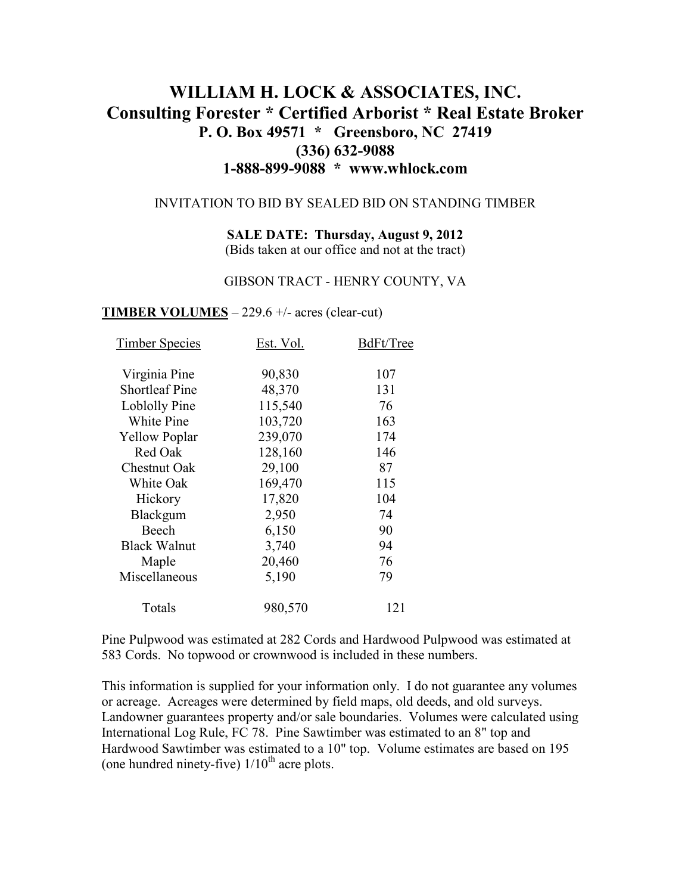# WILLIAM H. LOCK & ASSOCIATES, INC.
## Consulting Forester * Certified Arborist * Real Estate Broker
**P. O. Box 49571 * Greensboro, NC 27419**
**(336) 632-9088**
**1-888-899-9088 * www.whlock.com**

INVITATION TO BID BY SEALED BID ON STANDING TIMBER

**SALE DATE: Thursday, August 9, 2012**
(Bids taken at our office and not at the tract)

GIBSON TRACT - HENRY COUNTY, VA

**TIMBER VOLUMES** – 229.6 +/- acres (clear-cut)

| Timber Species | Est. Vol. | BdFt/Tree |
|---|---|---|
| Virginia Pine | 90,830 | 107 |
| Shortleaf Pine | 48,370 | 131 |
| Loblolly Pine | 115,540 | 76 |
| White Pine | 103,720 | 163 |
| Yellow Poplar | 239,070 | 174 |
| Red Oak | 128,160 | 146 |
| Chestnut Oak | 29,100 | 87 |
| White Oak | 169,470 | 115 |
| Hickory | 17,820 | 104 |
| Blackgum | 2,950 | 74 |
| Beech | 6,150 | 90 |
| Black Walnut | 3,740 | 94 |
| Maple | 20,460 | 76 |
| Miscellaneous | 5,190 | 79 |
| Totals | 980,570 | 121 |

Pine Pulpwood was estimated at 282 Cords and Hardwood Pulpwood was estimated at 583 Cords. No topwood or crownwood is included in these numbers.

This information is supplied for your information only. I do not guarantee any volumes or acreage. Acreages were determined by field maps, old deeds, and old surveys. Landowner guarantees property and/or sale boundaries. Volumes were calculated using International Log Rule, FC 78. Pine Sawtimber was estimated to an 8" top and Hardwood Sawtimber was estimated to a 10" top. Volume estimates are based on 195 (one hundred ninety-five) 1/10th acre plots.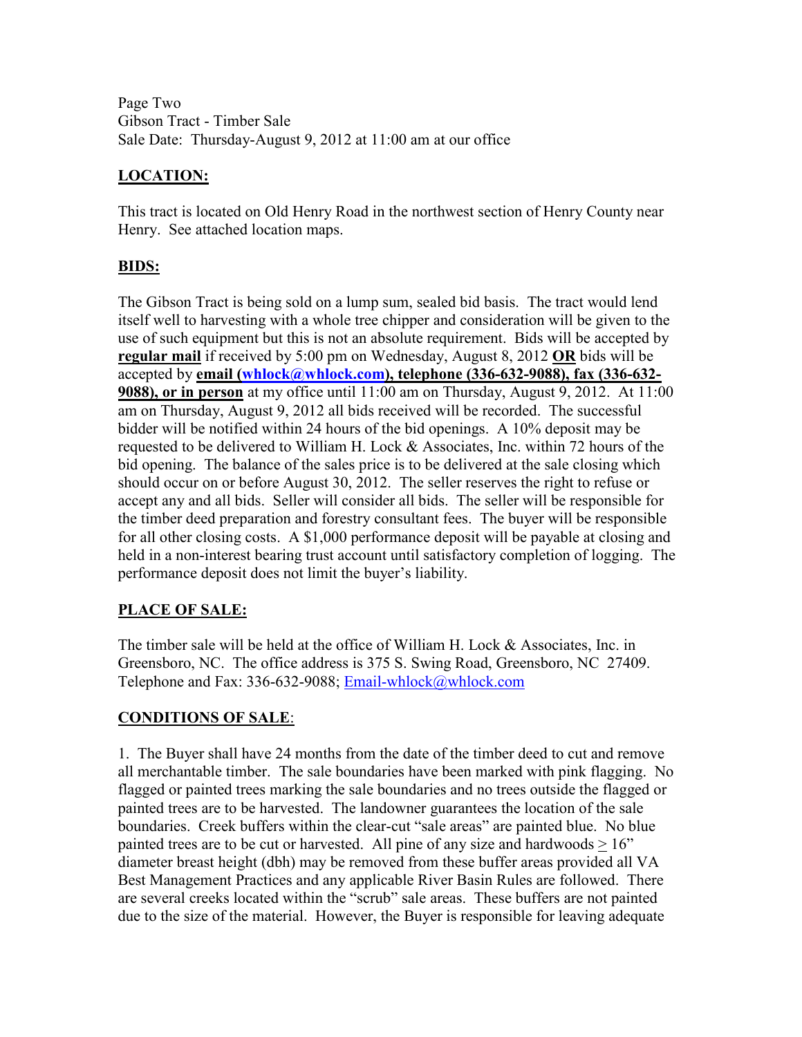Page Two
Gibson Tract - Timber Sale
Sale Date: Thursday-August 9, 2012 at 11:00 am at our office

## LOCATION:

This tract is located on Old Henry Road in the northwest section of Henry County near Henry. See attached location maps.

## BIDS:

The Gibson Tract is being sold on a lump sum, sealed bid basis. The tract would lend itself well to harvesting with a whole tree chipper and consideration will be given to the use of such equipment but this is not an absolute requirement. Bids will be accepted by **regular mail** if received by 5:00 pm on Wednesday, August 8, 2012 **OR** bids will be accepted by **email (whlock@whlock.com), telephone (336-632-9088), fax (336-632-9088), or in person** at my office until 11:00 am on Thursday, August 9, 2012. At 11:00 am on Thursday, August 9, 2012 all bids received will be recorded. The successful bidder will be notified within 24 hours of the bid openings. A 10% deposit may be requested to be delivered to William H. Lock & Associates, Inc. within 72 hours of the bid opening. The balance of the sales price is to be delivered at the sale closing which should occur on or before August 30, 2012. The seller reserves the right to refuse or accept any and all bids. Seller will consider all bids. The seller will be responsible for the timber deed preparation and forestry consultant fees. The buyer will be responsible for all other closing costs. A $1,000 performance deposit will be payable at closing and held in a non-interest bearing trust account until satisfactory completion of logging. The performance deposit does not limit the buyer's liability.

## PLACE OF SALE:

The timber sale will be held at the office of William H. Lock & Associates, Inc. in Greensboro, NC. The office address is 375 S. Swing Road, Greensboro, NC 27409. Telephone and Fax: 336-632-9088; Email-whlock@whlock.com

## CONDITIONS OF SALE:

1. The Buyer shall have 24 months from the date of the timber deed to cut and remove all merchantable timber. The sale boundaries have been marked with pink flagging. No flagged or painted trees marking the sale boundaries and no trees outside the flagged or painted trees are to be harvested. The landowner guarantees the location of the sale boundaries. Creek buffers within the clear-cut "sale areas" are painted blue. No blue painted trees are to be cut or harvested. All pine of any size and hardwoods ≥ 16" diameter breast height (dbh) may be removed from these buffer areas provided all VA Best Management Practices and any applicable River Basin Rules are followed. There are several creeks located within the "scrub" sale areas. These buffers are not painted due to the size of the material. However, the Buyer is responsible for leaving adequate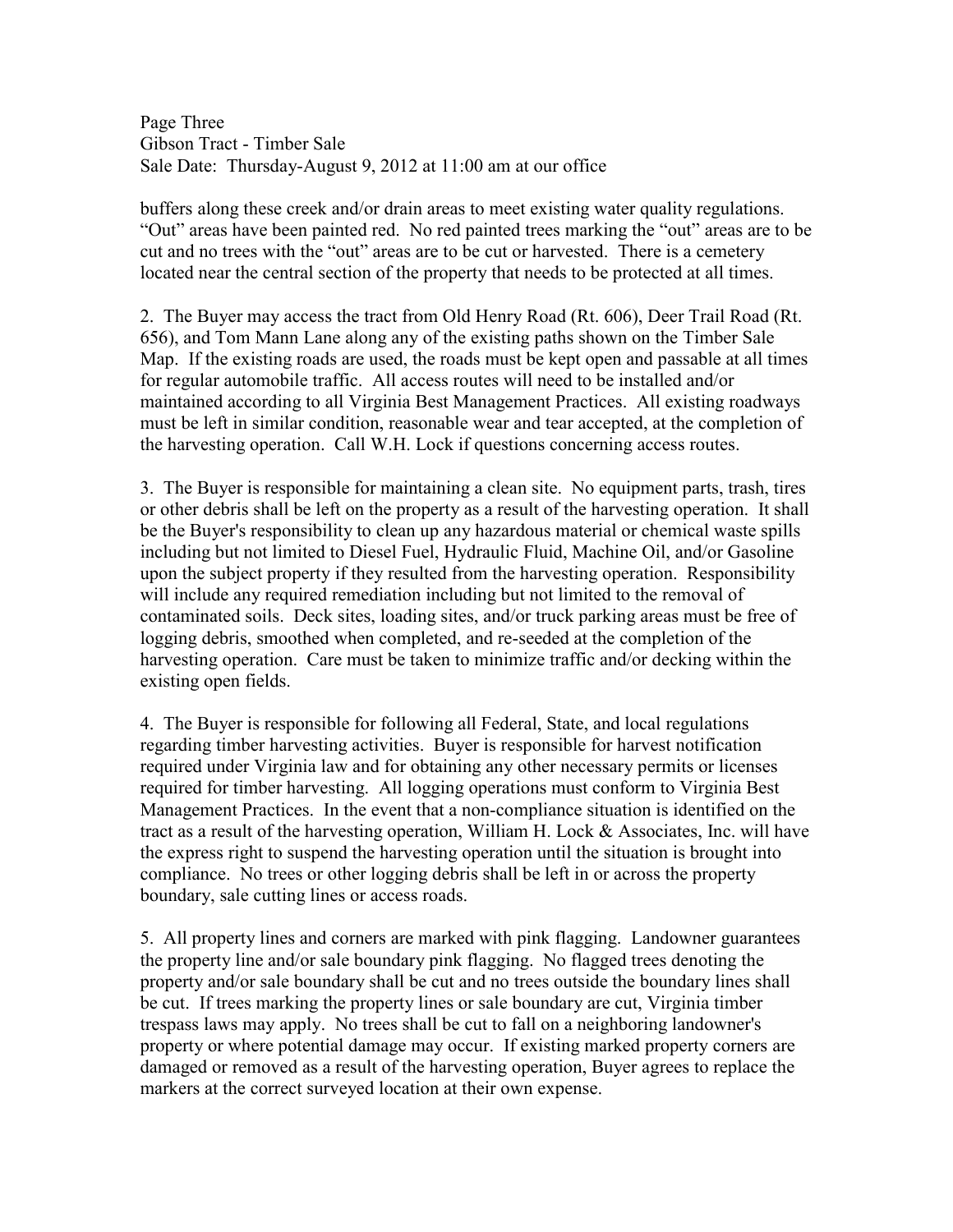buffers along these creek and/or drain areas to meet existing water quality regulations. "Out" areas have been painted red. No red painted trees marking the "out" areas are to be cut and no trees with the "out" areas are to be cut or harvested. There is a cemetery located near the central section of the property that needs to be protected at all times.

2. The Buyer may access the tract from Old Henry Road (Rt. 606), Deer Trail Road (Rt. 656), and Tom Mann Lane along any of the existing paths shown on the Timber Sale Map. If the existing roads are used, the roads must be kept open and passable at all times for regular automobile traffic. All access routes will need to be installed and/or maintained according to all Virginia Best Management Practices. All existing roadways must be left in similar condition, reasonable wear and tear accepted, at the completion of the harvesting operation. Call W.H. Lock if questions concerning access routes.

3. The Buyer is responsible for maintaining a clean site. No equipment parts, trash, tires or other debris shall be left on the property as a result of the harvesting operation. It shall be the Buyer's responsibility to clean up any hazardous material or chemical waste spills including but not limited to Diesel Fuel, Hydraulic Fluid, Machine Oil, and/or Gasoline upon the subject property if they resulted from the harvesting operation. Responsibility will include any required remediation including but not limited to the removal of contaminated soils. Deck sites, loading sites, and/or truck parking areas must be free of logging debris, smoothed when completed, and re-seeded at the completion of the harvesting operation. Care must be taken to minimize traffic and/or decking within the existing open fields.

4. The Buyer is responsible for following all Federal, State, and local regulations regarding timber harvesting activities. Buyer is responsible for harvest notification required under Virginia law and for obtaining any other necessary permits or licenses required for timber harvesting. All logging operations must conform to Virginia Best Management Practices. In the event that a non-compliance situation is identified on the tract as a result of the harvesting operation, William H. Lock & Associates, Inc. will have the express right to suspend the harvesting operation until the situation is brought into compliance. No trees or other logging debris shall be left in or across the property boundary, sale cutting lines or access roads.

5. All property lines and corners are marked with pink flagging. Landowner guarantees the property line and/or sale boundary pink flagging. No flagged trees denoting the property and/or sale boundary shall be cut and no trees outside the boundary lines shall be cut. If trees marking the property lines or sale boundary are cut, Virginia timber trespass laws may apply. No trees shall be cut to fall on a neighboring landowner's property or where potential damage may occur. If existing marked property corners are damaged or removed as a result of the harvesting operation, Buyer agrees to replace the markers at the correct surveyed location at their own expense.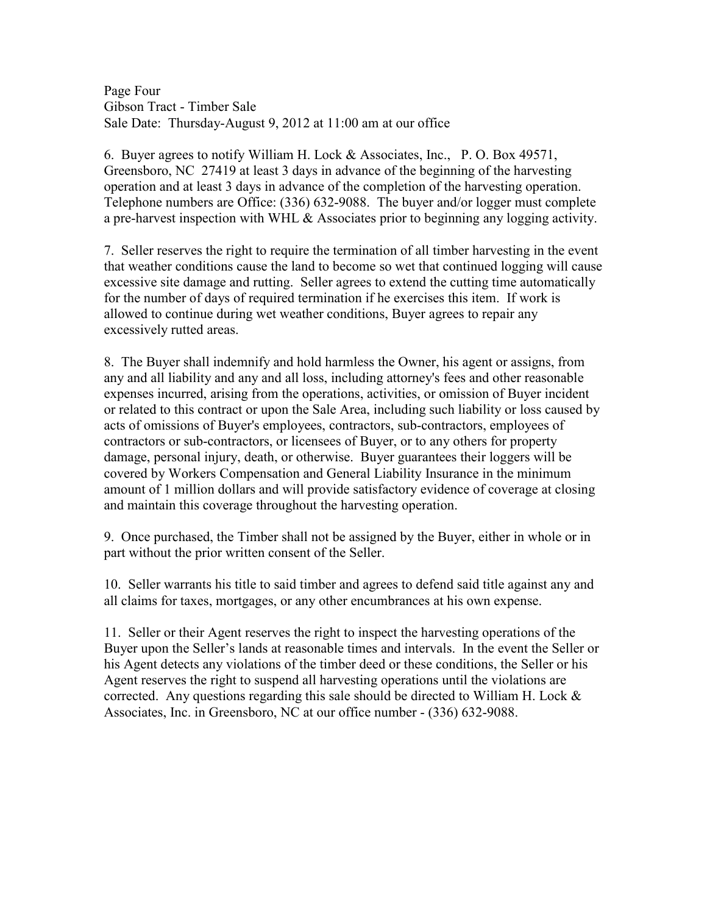6. Buyer agrees to notify William H. Lock & Associates, Inc., P. O. Box 49571, Greensboro, NC 27419 at least 3 days in advance of the beginning of the harvesting operation and at least 3 days in advance of the completion of the harvesting operation. Telephone numbers are Office: (336) 632-9088. The buyer and/or logger must complete a pre-harvest inspection with WHL & Associates prior to beginning any logging activity.

7. Seller reserves the right to require the termination of all timber harvesting in the event that weather conditions cause the land to become so wet that continued logging will cause excessive site damage and rutting. Seller agrees to extend the cutting time automatically for the number of days of required termination if he exercises this item. If work is allowed to continue during wet weather conditions, Buyer agrees to repair any excessively rutted areas.

8. The Buyer shall indemnify and hold harmless the Owner, his agent or assigns, from any and all liability and any and all loss, including attorney's fees and other reasonable expenses incurred, arising from the operations, activities, or omission of Buyer incident or related to this contract or upon the Sale Area, including such liability or loss caused by acts of omissions of Buyer's employees, contractors, sub-contractors, employees of contractors or sub-contractors, or licensees of Buyer, or to any others for property damage, personal injury, death, or otherwise. Buyer guarantees their loggers will be covered by Workers Compensation and General Liability Insurance in the minimum amount of 1 million dollars and will provide satisfactory evidence of coverage at closing and maintain this coverage throughout the harvesting operation.

9. Once purchased, the Timber shall not be assigned by the Buyer, either in whole or in part without the prior written consent of the Seller.

10. Seller warrants his title to said timber and agrees to defend said title against any and all claims for taxes, mortgages, or any other encumbrances at his own expense.

11. Seller or their Agent reserves the right to inspect the harvesting operations of the Buyer upon the Seller's lands at reasonable times and intervals. In the event the Seller or his Agent detects any violations of the timber deed or these conditions, the Seller or his Agent reserves the right to suspend all harvesting operations until the violations are corrected. Any questions regarding this sale should be directed to William H. Lock & Associates, Inc. in Greensboro, NC at our office number - (336) 632-9088.